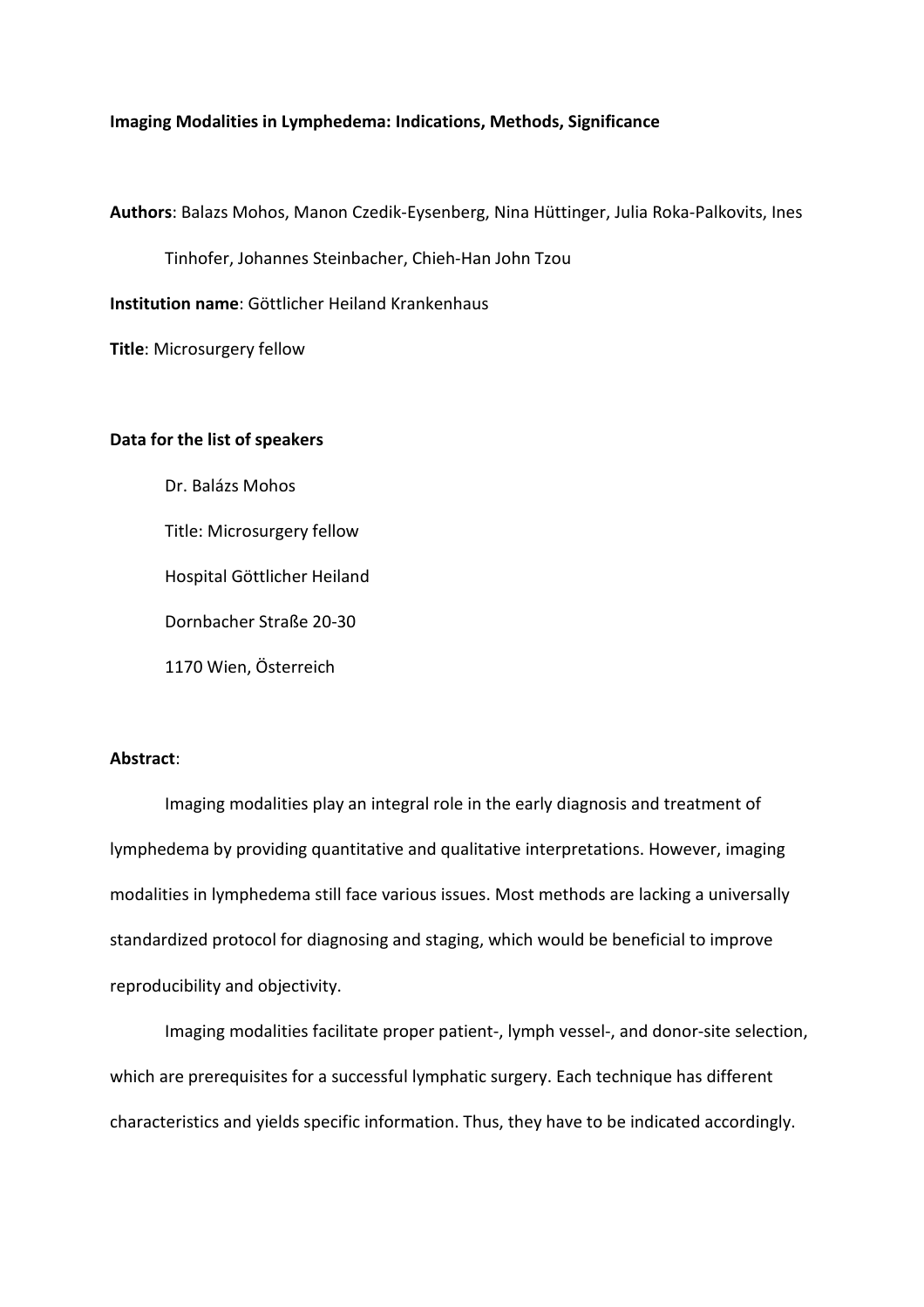**Imaging Modalities in Lymphedema: Indications, Methods, Significance**

**Authors**: Balazs Mohos, Manon Czedik-Eysenberg, Nina Hüttinger, Julia Roka-Palkovits, Ines Tinhofer, Johannes Steinbacher, Chieh-Han John Tzou

**Institution name**: Göttlicher Heiland Krankenhaus

**Title**: Microsurgery fellow

**Data for the list of speakers**

Dr. Balázs Mohos

Title: Microsurgery fellow

Hospital Göttlicher Heiland

Dornbacher Straße 20-30

1170 Wien, Österreich

**Abstract**:

Imaging modalities play an integral role in the early diagnosis and treatment of lymphedema by providing quantitative and qualitative interpretations. However, imaging modalities in lymphedema still face various issues. Most methods are lacking a universally standardized protocol for diagnosing and staging, which would be beneficial to improve reproducibility and objectivity.

Imaging modalities facilitate proper patient-, lymph vessel-, and donor-site selection, which are prerequisites for a successful lymphatic surgery. Each technique has different characteristics and yields specific information. Thus, they have to be indicated accordingly.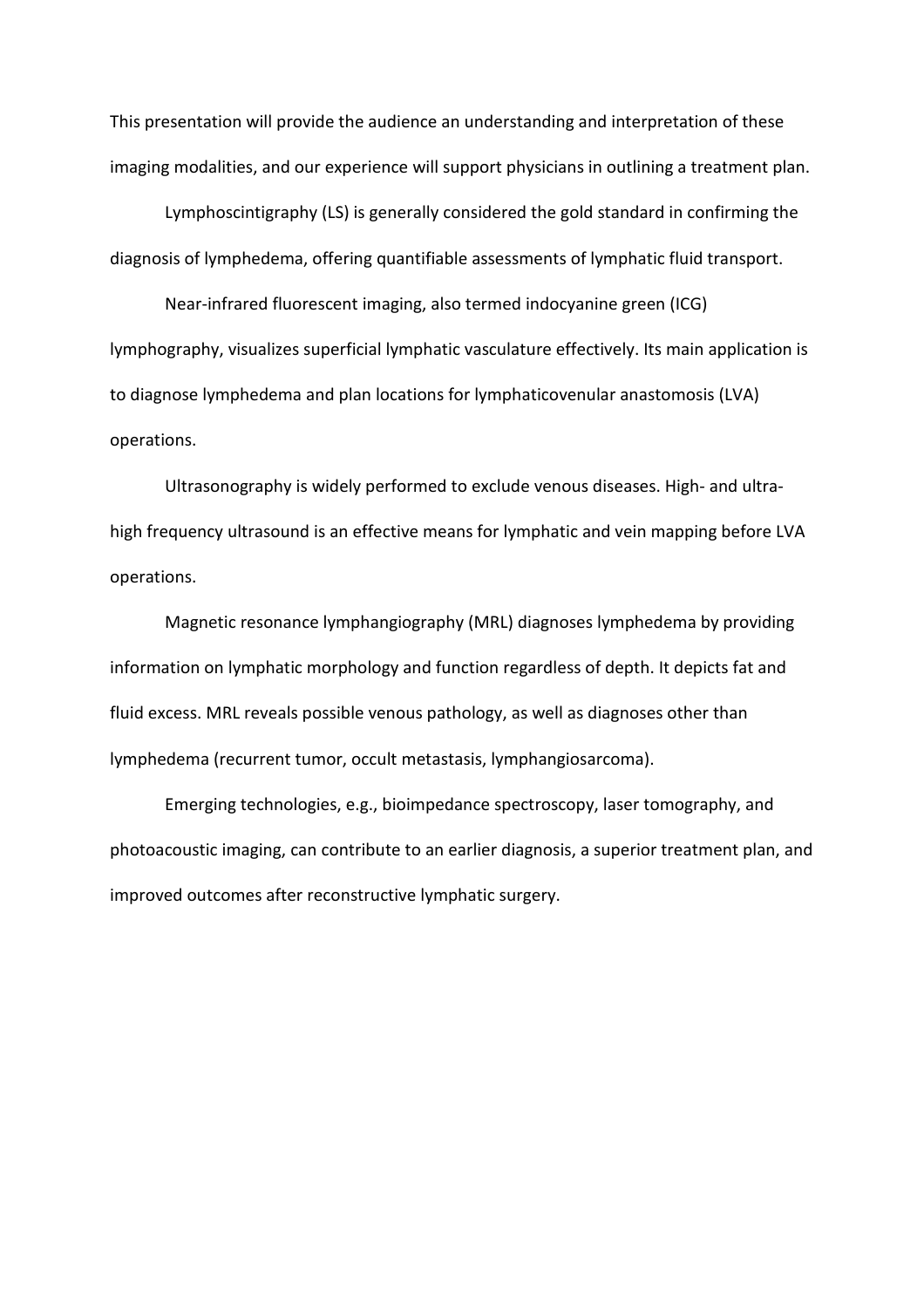This presentation will provide the audience an understanding and interpretation of these imaging modalities, and our experience will support physicians in outlining a treatment plan.

Lymphoscintigraphy (LS) is generally considered the gold standard in confirming the diagnosis of lymphedema, offering quantifiable assessments of lymphatic fluid transport.

Near-infrared fluorescent imaging, also termed indocyanine green (ICG) lymphography, visualizes superficial lymphatic vasculature effectively. Its main application is to diagnose lymphedema and plan locations for lymphaticovenular anastomosis (LVA) operations.

Ultrasonography is widely performed to exclude venous diseases. High- and ultra-high frequency ultrasound is an effective means for lymphatic and vein mapping before LVA operations.

Magnetic resonance lymphangiography (MRL) diagnoses lymphedema by providing information on lymphatic morphology and function regardless of depth. It depicts fat and fluid excess. MRL reveals possible venous pathology, as well as diagnoses other than lymphedema (recurrent tumor, occult metastasis, lymphangiosarcoma).

Emerging technologies, e.g., bioimpedance spectroscopy, laser tomography, and photoacoustic imaging, can contribute to an earlier diagnosis, a superior treatment plan, and improved outcomes after reconstructive lymphatic surgery.